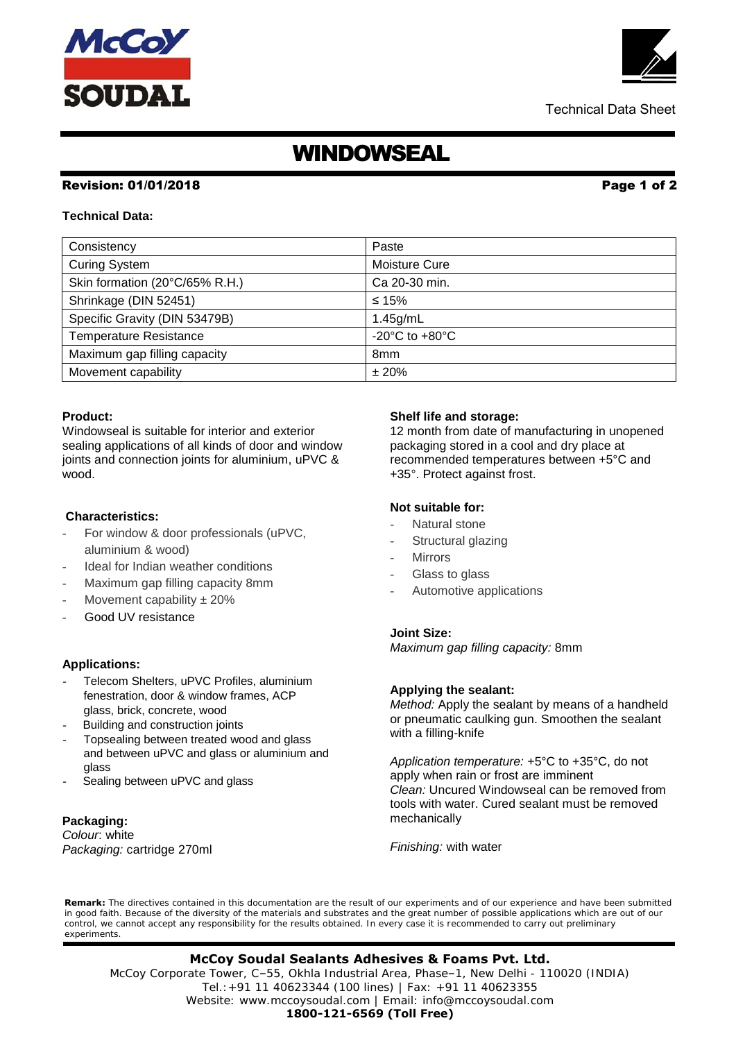Technical Data Sheet

# WINDOWSEAL

**Revision: 01/01/2018**

**Technical Data:**

| Consistency | Paste |
|---|---|
| Curing System | Moisture Cure |
| Skin formation (20°C/65% R.H.) | Ca 20-30 min. |
| Shrinkage (DIN 52451) | ≤ 15% |
| Specific Gravity (DIN 53479B) | 1.45g/mL |
| Temperature Resistance | -20°C to +80°C |
| Maximum gap filling capacity | 8mm |
| Movement capability | ± 20% |

**Product:**

Windowseal is suitable for interior and exterior sealing applications of all kinds of door and window joints and connection joints for aluminium, uPVC & wood.

**Characteristics:**

- For window & door professionals (uPVC, aluminium & wood)
- Ideal for Indian weather conditions
- Maximum gap filling capacity 8mm
- Movement capability ± 20%
- Good UV resistance

**Applications:**

- Telecom Shelters, uPVC Profiles, aluminium fenestration, door & window frames, ACP glass, brick, concrete, wood
- Building and construction joints
- Topsealing between treated wood and glass and between uPVC and glass or aluminium and glass
- Sealing between uPVC and glass

**Packaging:**

*Colour*: white
*Packaging:* cartridge 270ml

**Shelf life and storage:**

12 month from date of manufacturing in unopened packaging stored in a cool and dry place at recommended temperatures between +5°C and +35°. Protect against frost.

**Not suitable for:**

- Natural stone
- Structural glazing
- Mirrors
- Glass to glass
- Automotive applications

**Joint Size:**

*Maximum gap filling capacity:* 8mm

**Applying the sealant:**

*Method:* Apply the sealant by means of a handheld or pneumatic caulking gun. Smoothen the sealant with a filling-knife

*Application temperature:* +5°C to +35°C, do not apply when rain or frost are imminent
*Clean:* Uncured Windowseal can be removed from tools with water. Cured sealant must be removed mechanically

*Finishing:* with water

**Remark:** The directives contained in this documentation are the result of our experiments and of our experience and have been submitted in good faith. Because of the diversity of the materials and substrates and the great number of possible applications which are out of our control, we cannot accept any responsibility for the results obtained. In every case it is recommended to carry out preliminary experiments.

**McCoy Soudal Sealants Adhesives & Foams Pvt. Ltd.**
McCoy Corporate Tower, C–55, Okhla Industrial Area, Phase–1, New Delhi - 110020 (INDIA)
Tel.:+91 11 40623344 (100 lines) | Fax: +91 11 40623355
Website: www.mccoysoudal.com | Email: info@mccoysoudal.com
**1800-121-6569 (Toll Free)**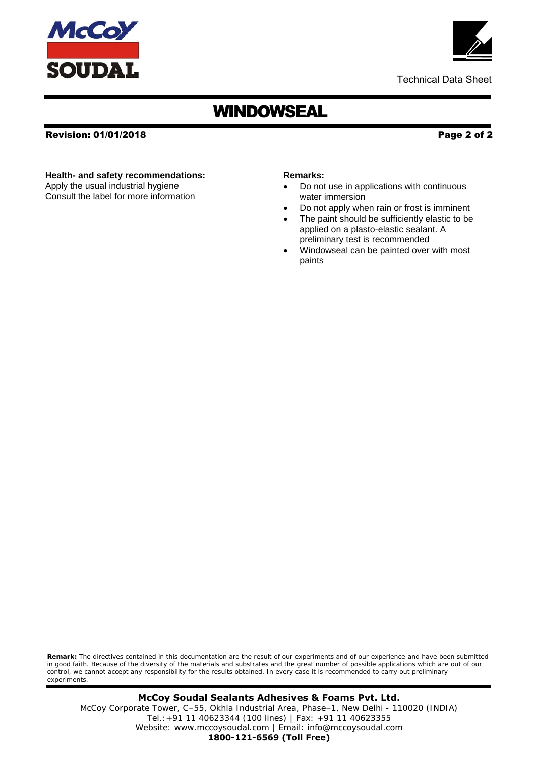**Health- and safety recommendations:**
Apply the usual industrial hygiene
Consult the label for more information

**Remarks:**

- Do not use in applications with continuous water immersion
- Do not apply when rain or frost is imminent
- The paint should be sufficiently elastic to be applied on a plasto-elastic sealant. A preliminary test is recommended
- Windowseal can be painted over with most paints

**Remark:** The directives contained in this documentation are the result of our experiments and of our experience and have been submitted in good faith. Because of the diversity of the materials and substrates and the great number of possible applications which are out of our control, we cannot accept any responsibility for the results obtained. In every case it is recommended to carry out preliminary experiments.